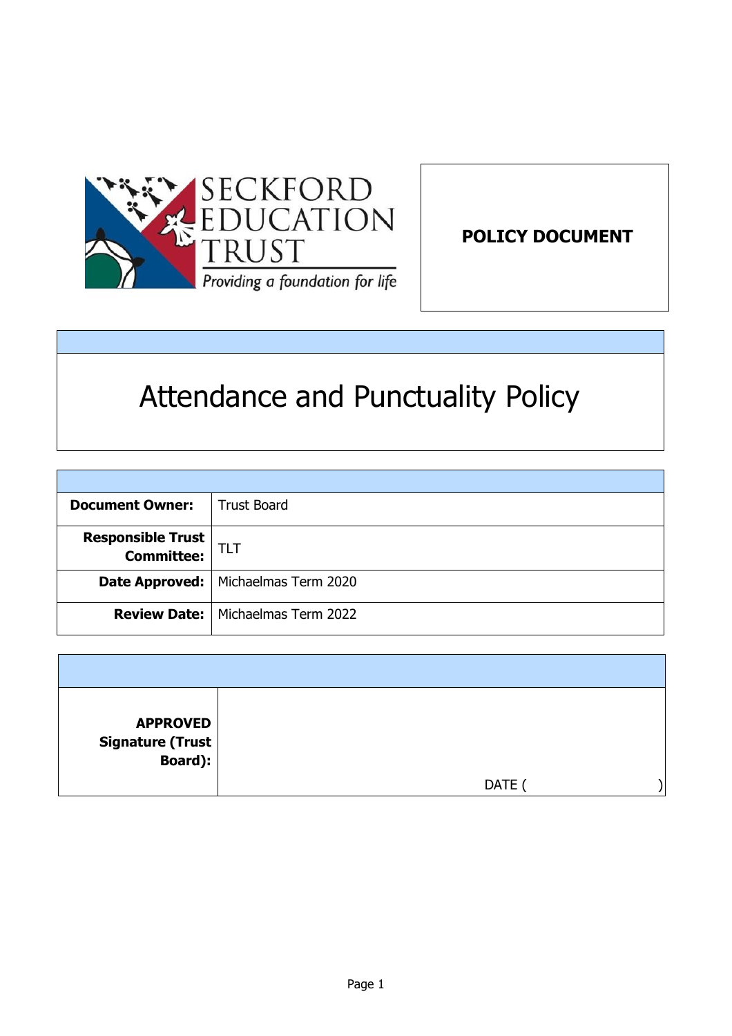SECKFORD EDUCATION TRUST

*Providing a foundation for life*

**POLICY DOCUMENT**

# Attendance and Punctuality Policy

| | |
|---|---|
| **Document Owner:** | Trust Board |
| **Responsible Trust Committee:** | TLT |
| **Date Approved:** | Michaelmas Term 2020 |
| **Review Date:** | Michaelmas Term 2022 |

| | |
|---|---|
| **APPROVED Signature (Trust Board):** | DATE ( ) |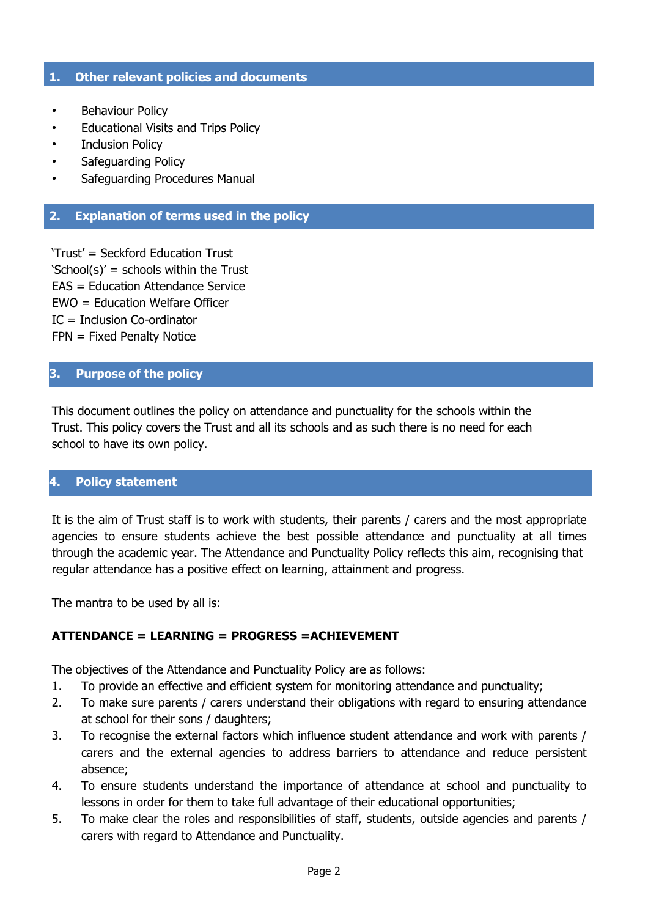## 1. Other relevant policies and documents

- Behaviour Policy
- Educational Visits and Trips Policy
- Inclusion Policy
- Safeguarding Policy
- Safeguarding Procedures Manual

## 2. Explanation of terms used in the policy

'Trust' = Seckford Education Trust
'School(s)' = schools within the Trust
EAS = Education Attendance Service
EWO = Education Welfare Officer
IC = Inclusion Co-ordinator
FPN = Fixed Penalty Notice

## 3. Purpose of the policy

This document outlines the policy on attendance and punctuality for the schools within the Trust. This policy covers the Trust and all its schools and as such there is no need for each school to have its own policy.

## 4. Policy statement

It is the aim of Trust staff is to work with students, their parents / carers and the most appropriate agencies to ensure students achieve the best possible attendance and punctuality at all times through the academic year. The Attendance and Punctuality Policy reflects this aim, recognising that regular attendance has a positive effect on learning, attainment and progress.

The mantra to be used by all is:

**ATTENDANCE = LEARNING = PROGRESS =ACHIEVEMENT**

The objectives of the Attendance and Punctuality Policy are as follows:

1. To provide an effective and efficient system for monitoring attendance and punctuality;
2. To make sure parents / carers understand their obligations with regard to ensuring attendance at school for their sons / daughters;
3. To recognise the external factors which influence student attendance and work with parents / carers and the external agencies to address barriers to attendance and reduce persistent absence;
4. To ensure students understand the importance of attendance at school and punctuality to lessons in order for them to take full advantage of their educational opportunities;
5. To make clear the roles and responsibilities of staff, students, outside agencies and parents / carers with regard to Attendance and Punctuality.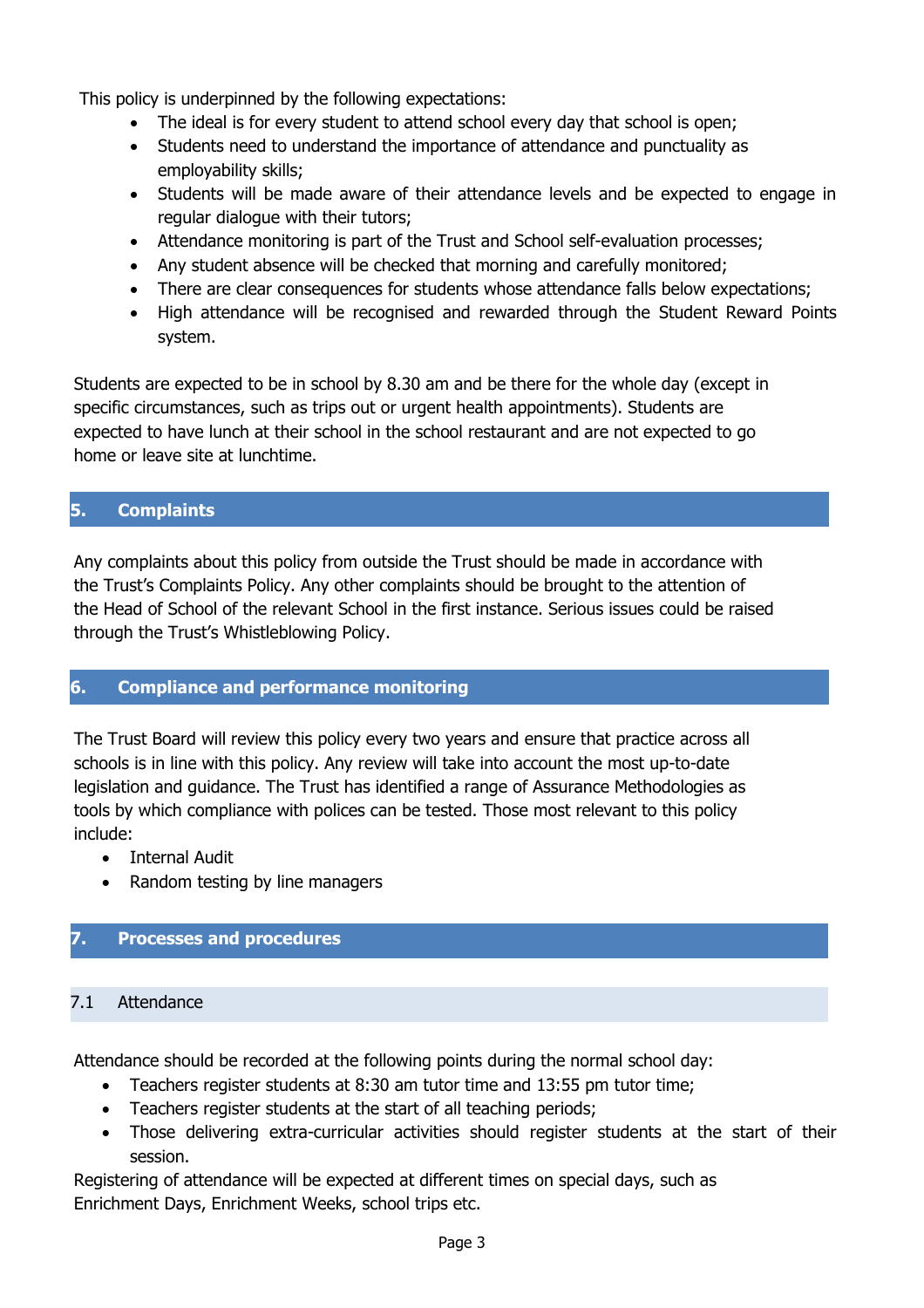This policy is underpinned by the following expectations:

- The ideal is for every student to attend school every day that school is open;
- Students need to understand the importance of attendance and punctuality as employability skills;
- Students will be made aware of their attendance levels and be expected to engage in regular dialogue with their tutors;
- Attendance monitoring is part of the Trust and School self-evaluation processes;
- Any student absence will be checked that morning and carefully monitored;
- There are clear consequences for students whose attendance falls below expectations;
- High attendance will be recognised and rewarded through the Student Reward Points system.

Students are expected to be in school by 8.30 am and be there for the whole day (except in specific circumstances, such as trips out or urgent health appointments). Students are expected to have lunch at their school in the school restaurant and are not expected to go home or leave site at lunchtime.

## 5. Complaints

Any complaints about this policy from outside the Trust should be made in accordance with the Trust's Complaints Policy. Any other complaints should be brought to the attention of the Head of School of the relevant School in the first instance. Serious issues could be raised through the Trust's Whistleblowing Policy.

## 6. Compliance and performance monitoring

The Trust Board will review this policy every two years and ensure that practice across all schools is in line with this policy. Any review will take into account the most up-to-date legislation and guidance. The Trust has identified a range of Assurance Methodologies as tools by which compliance with polices can be tested. Those most relevant to this policy include:

- Internal Audit
- Random testing by line managers

## 7. Processes and procedures

### 7.1 Attendance

Attendance should be recorded at the following points during the normal school day:

- Teachers register students at 8:30 am tutor time and 13:55 pm tutor time;
- Teachers register students at the start of all teaching periods;
- Those delivering extra-curricular activities should register students at the start of their session.

Registering of attendance will be expected at different times on special days, such as Enrichment Days, Enrichment Weeks, school trips etc.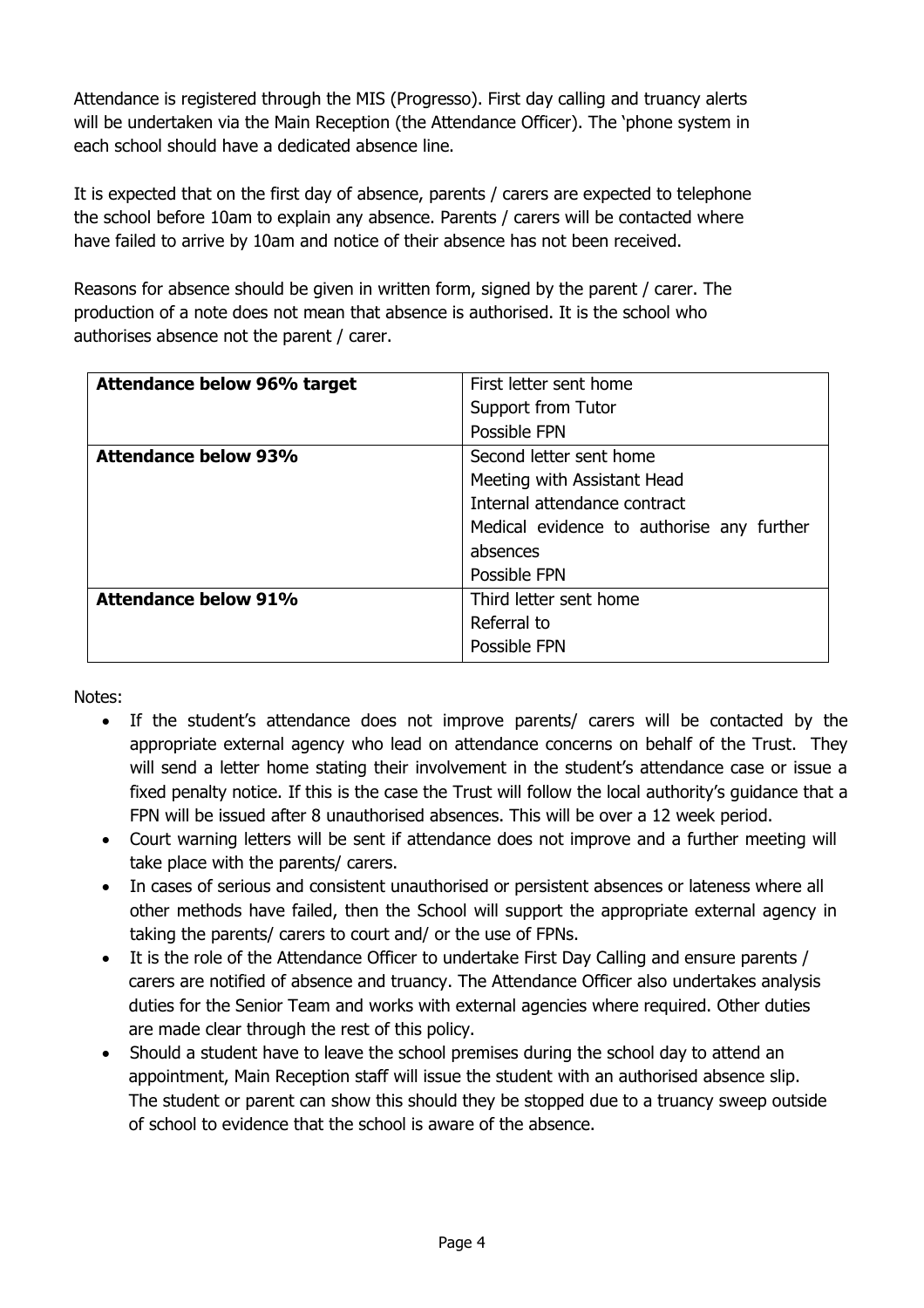Attendance is registered through the MIS (Progresso). First day calling and truancy alerts will be undertaken via the Main Reception (the Attendance Officer). The 'phone system in each school should have a dedicated absence line.

It is expected that on the first day of absence, parents / carers are expected to telephone the school before 10am to explain any absence. Parents / carers will be contacted where have failed to arrive by 10am and notice of their absence has not been received.

Reasons for absence should be given in written form, signed by the parent / carer. The production of a note does not mean that absence is authorised. It is the school who authorises absence not the parent / carer.

| **Attendance below 96% target** | First letter sent home<br>Support from Tutor<br>Possible FPN |
|---|---|
| **Attendance below 93%** | Second letter sent home<br>Meeting with Assistant Head<br>Internal attendance contract<br>Medical evidence to authorise any further absences<br>Possible FPN |
| **Attendance below 91%** | Third letter sent home<br>Referral to<br>Possible FPN |

Notes:

- If the student's attendance does not improve parents/ carers will be contacted by the appropriate external agency who lead on attendance concerns on behalf of the Trust. They will send a letter home stating their involvement in the student's attendance case or issue a fixed penalty notice. If this is the case the Trust will follow the local authority's guidance that a FPN will be issued after 8 unauthorised absences. This will be over a 12 week period.
- Court warning letters will be sent if attendance does not improve and a further meeting will take place with the parents/ carers.
- In cases of serious and consistent unauthorised or persistent absences or lateness where all other methods have failed, then the School will support the appropriate external agency in taking the parents/ carers to court and/ or the use of FPNs.
- It is the role of the Attendance Officer to undertake First Day Calling and ensure parents / carers are notified of absence and truancy. The Attendance Officer also undertakes analysis duties for the Senior Team and works with external agencies where required. Other duties are made clear through the rest of this policy.
- Should a student have to leave the school premises during the school day to attend an appointment, Main Reception staff will issue the student with an authorised absence slip. The student or parent can show this should they be stopped due to a truancy sweep outside of school to evidence that the school is aware of the absence.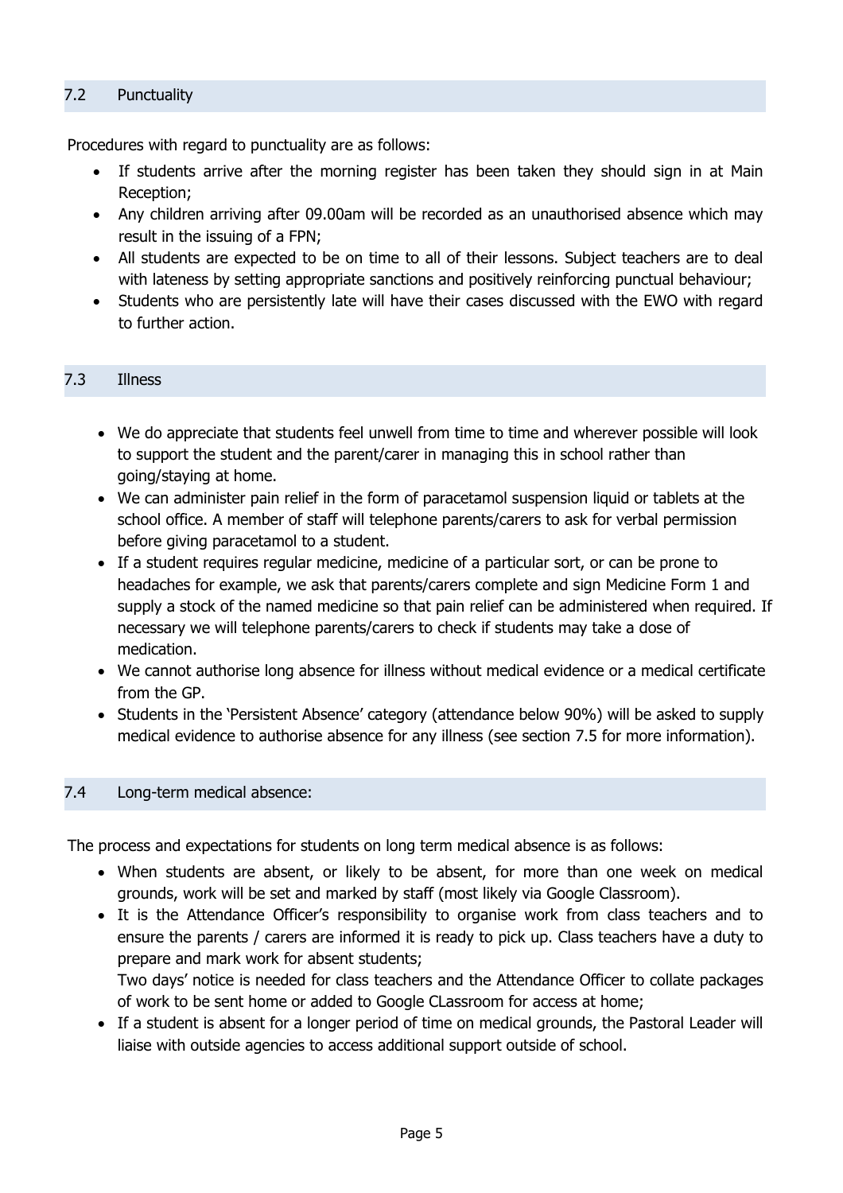### 7.2 Punctuality

Procedures with regard to punctuality are as follows:

- If students arrive after the morning register has been taken they should sign in at Main Reception;
- Any children arriving after 09.00am will be recorded as an unauthorised absence which may result in the issuing of a FPN;
- All students are expected to be on time to all of their lessons. Subject teachers are to deal with lateness by setting appropriate sanctions and positively reinforcing punctual behaviour;
- Students who are persistently late will have their cases discussed with the EWO with regard to further action.

### 7.3 Illness

- We do appreciate that students feel unwell from time to time and wherever possible will look to support the student and the parent/carer in managing this in school rather than going/staying at home.
- We can administer pain relief in the form of paracetamol suspension liquid or tablets at the school office. A member of staff will telephone parents/carers to ask for verbal permission before giving paracetamol to a student.
- If a student requires regular medicine, medicine of a particular sort, or can be prone to headaches for example, we ask that parents/carers complete and sign Medicine Form 1 and supply a stock of the named medicine so that pain relief can be administered when required. If necessary we will telephone parents/carers to check if students may take a dose of medication.
- We cannot authorise long absence for illness without medical evidence or a medical certificate from the GP.
- Students in the 'Persistent Absence' category (attendance below 90%) will be asked to supply medical evidence to authorise absence for any illness (see section 7.5 for more information).

### 7.4 Long-term medical absence:

The process and expectations for students on long term medical absence is as follows:

- When students are absent, or likely to be absent, for more than one week on medical grounds, work will be set and marked by staff (most likely via Google Classroom).
- It is the Attendance Officer's responsibility to organise work from class teachers and to ensure the parents / carers are informed it is ready to pick up. Class teachers have a duty to prepare and mark work for absent students;
  Two days' notice is needed for class teachers and the Attendance Officer to collate packages of work to be sent home or added to Google CLassroom for access at home;
- If a student is absent for a longer period of time on medical grounds, the Pastoral Leader will liaise with outside agencies to access additional support outside of school.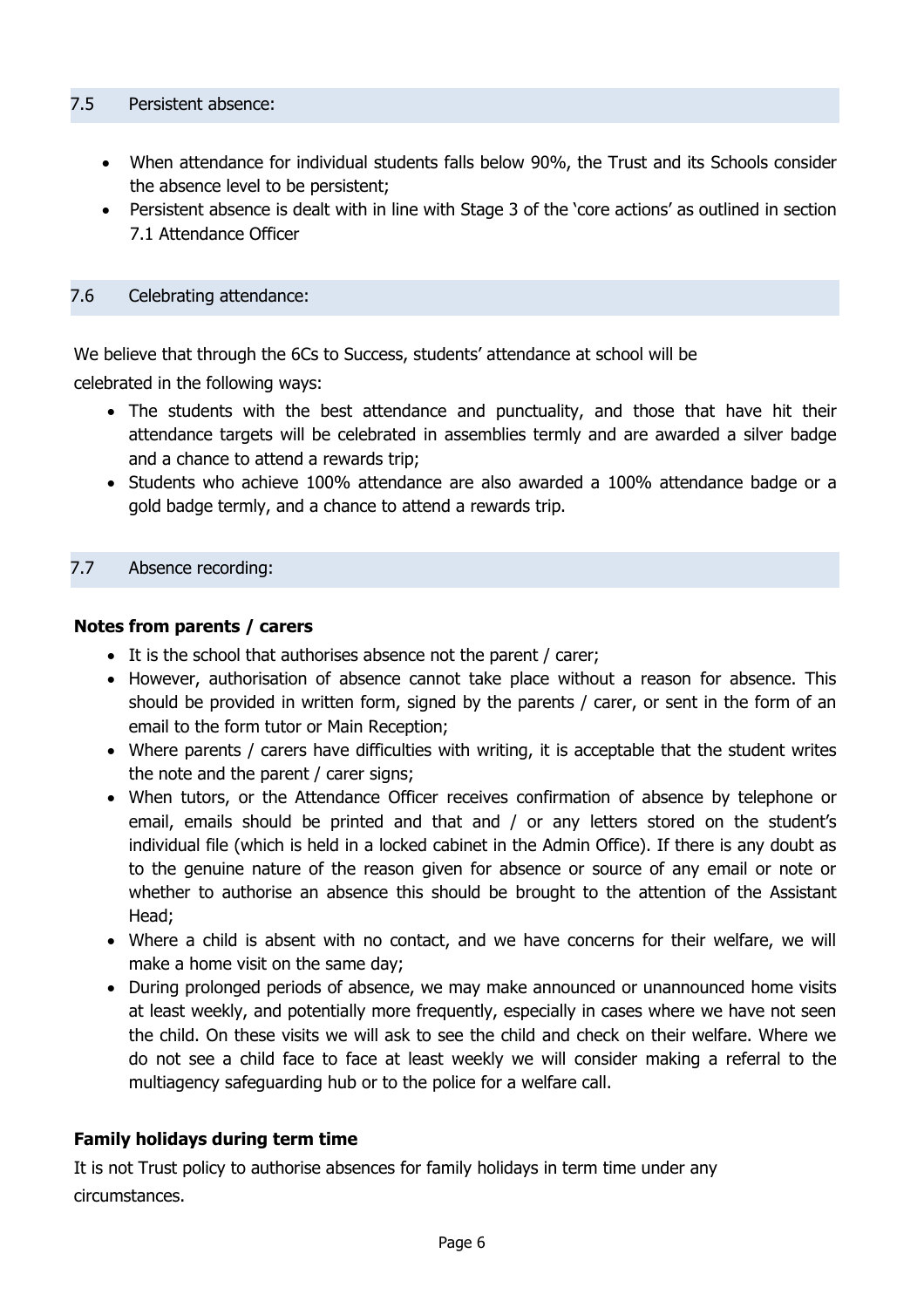## 7.5 Persistent absence:

- When attendance for individual students falls below 90%, the Trust and its Schools consider the absence level to be persistent;
- Persistent absence is dealt with in line with Stage 3 of the 'core actions' as outlined in section 7.1 Attendance Officer

## 7.6 Celebrating attendance:

We believe that through the 6Cs to Success, students' attendance at school will be celebrated in the following ways:

- The students with the best attendance and punctuality, and those that have hit their attendance targets will be celebrated in assemblies termly and are awarded a silver badge and a chance to attend a rewards trip;
- Students who achieve 100% attendance are also awarded a 100% attendance badge or a gold badge termly, and a chance to attend a rewards trip.

## 7.7 Absence recording:

**Notes from parents / carers**

- It is the school that authorises absence not the parent / carer;
- However, authorisation of absence cannot take place without a reason for absence. This should be provided in written form, signed by the parents / carer, or sent in the form of an email to the form tutor or Main Reception;
- Where parents / carers have difficulties with writing, it is acceptable that the student writes the note and the parent / carer signs;
- When tutors, or the Attendance Officer receives confirmation of absence by telephone or email, emails should be printed and that and / or any letters stored on the student's individual file (which is held in a locked cabinet in the Admin Office). If there is any doubt as to the genuine nature of the reason given for absence or source of any email or note or whether to authorise an absence this should be brought to the attention of the Assistant Head;
- Where a child is absent with no contact, and we have concerns for their welfare, we will make a home visit on the same day;
- During prolonged periods of absence, we may make announced or unannounced home visits at least weekly, and potentially more frequently, especially in cases where we have not seen the child. On these visits we will ask to see the child and check on their welfare. Where we do not see a child face to face at least weekly we will consider making a referral to the multiagency safeguarding hub or to the police for a welfare call.

**Family holidays during term time**

It is not Trust policy to authorise absences for family holidays in term time under any circumstances.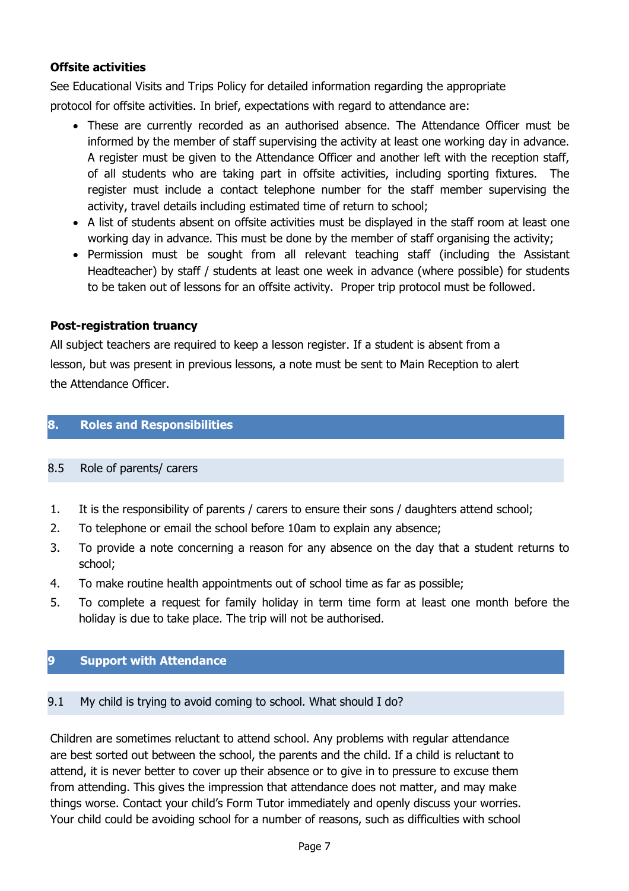**Offsite activities**

See Educational Visits and Trips Policy for detailed information regarding the appropriate protocol for offsite activities. In brief, expectations with regard to attendance are:

- These are currently recorded as an authorised absence. The Attendance Officer must be informed by the member of staff supervising the activity at least one working day in advance. A register must be given to the Attendance Officer and another left with the reception staff, of all students who are taking part in offsite activities, including sporting fixtures. The register must include a contact telephone number for the staff member supervising the activity, travel details including estimated time of return to school;
- A list of students absent on offsite activities must be displayed in the staff room at least one working day in advance. This must be done by the member of staff organising the activity;
- Permission must be sought from all relevant teaching staff (including the Assistant Headteacher) by staff / students at least one week in advance (where possible) for students to be taken out of lessons for an offsite activity. Proper trip protocol must be followed.

**Post-registration truancy**

All subject teachers are required to keep a lesson register. If a student is absent from a lesson, but was present in previous lessons, a note must be sent to Main Reception to alert the Attendance Officer.

## 8. Roles and Responsibilities

### 8.5 Role of parents/ carers

1. It is the responsibility of parents / carers to ensure their sons / daughters attend school;
2. To telephone or email the school before 10am to explain any absence;
3. To provide a note concerning a reason for any absence on the day that a student returns to school;
4. To make routine health appointments out of school time as far as possible;
5. To complete a request for family holiday in term time form at least one month before the holiday is due to take place. The trip will not be authorised.

## 9 Support with Attendance

### 9.1 My child is trying to avoid coming to school. What should I do?

Children are sometimes reluctant to attend school. Any problems with regular attendance are best sorted out between the school, the parents and the child. If a child is reluctant to attend, it is never better to cover up their absence or to give in to pressure to excuse them from attending. This gives the impression that attendance does not matter, and may make things worse. Contact your child's Form Tutor immediately and openly discuss your worries. Your child could be avoiding school for a number of reasons, such as difficulties with school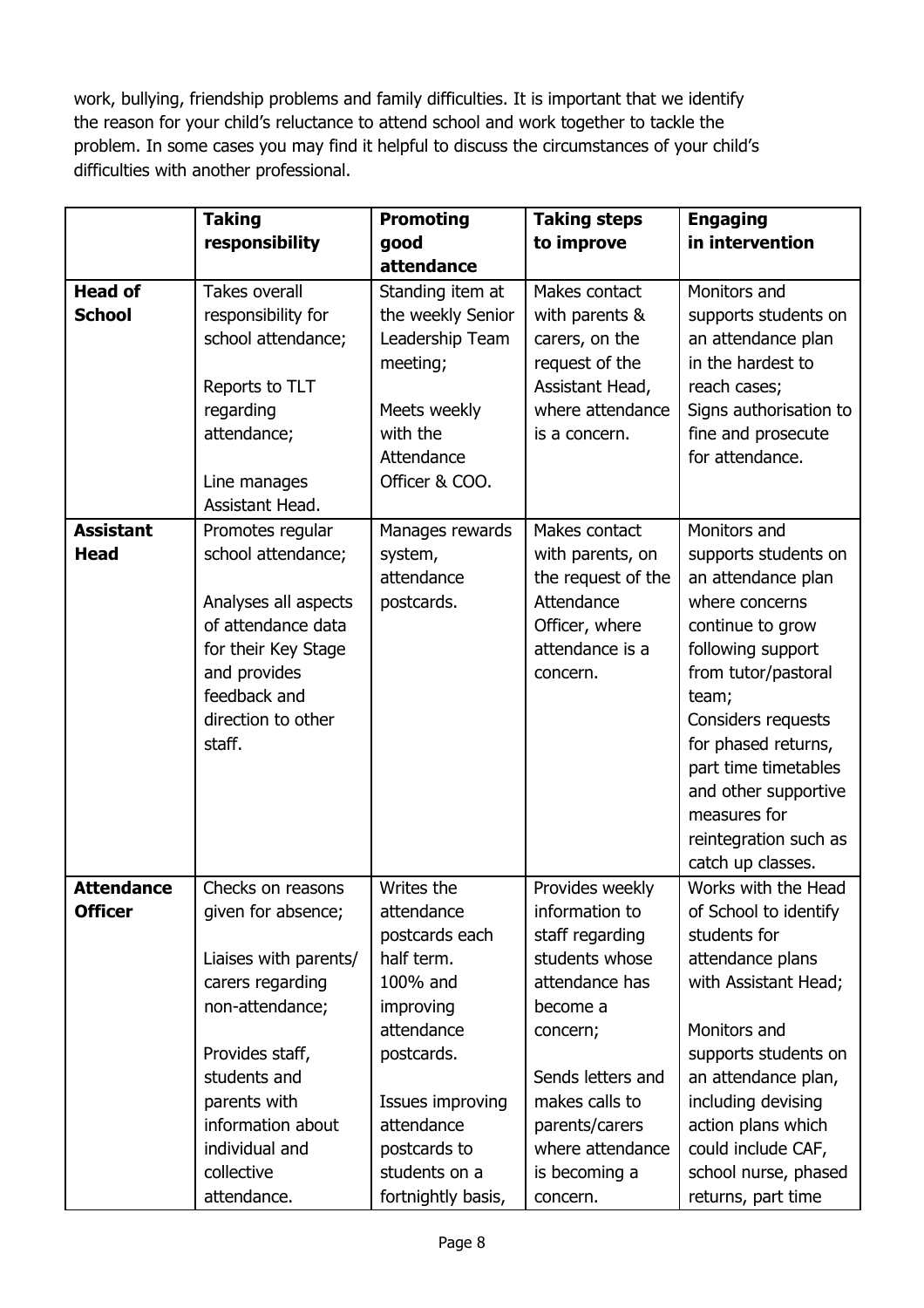work, bullying, friendship problems and family difficulties. It is important that we identify the reason for your child's reluctance to attend school and work together to tackle the problem. In some cases you may find it helpful to discuss the circumstances of your child's difficulties with another professional.

| | **Taking responsibility** | **Promoting good attendance** | **Taking steps to improve** | **Engaging in intervention** |
|---|---|---|---|---|
| **Head of School** | Takes overall responsibility for school attendance;<br><br>Reports to TLT regarding attendance;<br><br>Line manages Assistant Head. | Standing item at the weekly Senior Leadership Team meeting;<br><br>Meets weekly with the Attendance Officer & COO. | Makes contact with parents & carers, on the request of the Assistant Head, where attendance is a concern. | Monitors and supports students on an attendance plan in the hardest to reach cases;<br>Signs authorisation to fine and prosecute for attendance. |
| **Assistant Head** | Promotes regular school attendance;<br><br>Analyses all aspects of attendance data for their Key Stage and provides feedback and direction to other staff. | Manages rewards system, attendance postcards. | Makes contact with parents, on the request of the Attendance Officer, where attendance is a concern. | Monitors and supports students on an attendance plan where concerns continue to grow following support from tutor/pastoral team;<br>Considers requests for phased returns, part time timetables and other supportive measures for reintegration such as catch up classes. |
| **Attendance Officer** | Checks on reasons given for absence;<br><br>Liaises with parents/ carers regarding non-attendance;<br><br>Provides staff, students and parents with information about individual and collective attendance. | Writes the attendance postcards each half term. 100% and improving attendance postcards.<br><br>Issues improving attendance postcards to students on a fortnightly basis, | Provides weekly information to staff regarding students whose attendance has become a concern;<br><br>Sends letters and makes calls to parents/carers where attendance is becoming a concern. | Works with the Head of School to identify students for attendance plans with Assistant Head;<br><br>Monitors and supports students on an attendance plan, including devising action plans which could include CAF, school nurse, phased returns, part time |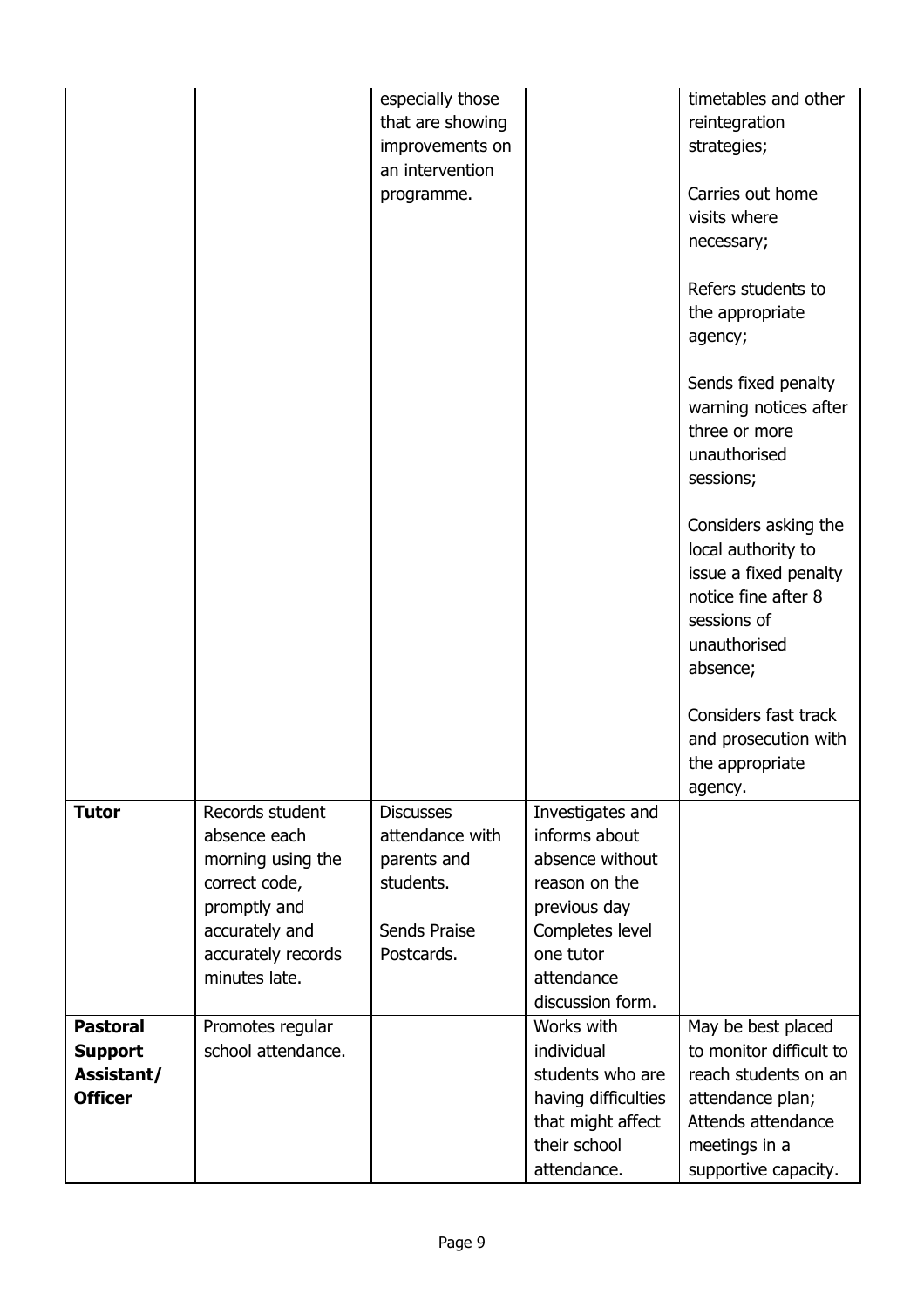| | | | | |
|---|---|---|---|---|
| | | especially those that are showing improvements on an intervention programme. | | timetables and other reintegration strategies;<br><br>Carries out home visits where necessary;<br><br>Refers students to the appropriate agency;<br><br>Sends fixed penalty warning notices after three or more unauthorised sessions;<br><br>Considers asking the local authority to issue a fixed penalty notice fine after 8 sessions of unauthorised absence;<br><br>Considers fast track and prosecution with the appropriate agency. |
| **Tutor** | Records student absence each morning using the correct code, promptly and accurately and accurately records minutes late. | Discusses attendance with parents and students.<br><br>Sends Praise Postcards. | Investigates and informs about absence without reason on the previous day Completes level one tutor attendance discussion form. | |
| **Pastoral Support Assistant/ Officer** | Promotes regular school attendance. | | Works with individual students who are having difficulties that might affect their school attendance. | May be best placed to monitor difficult to reach students on an attendance plan; Attends attendance meetings in a supportive capacity. |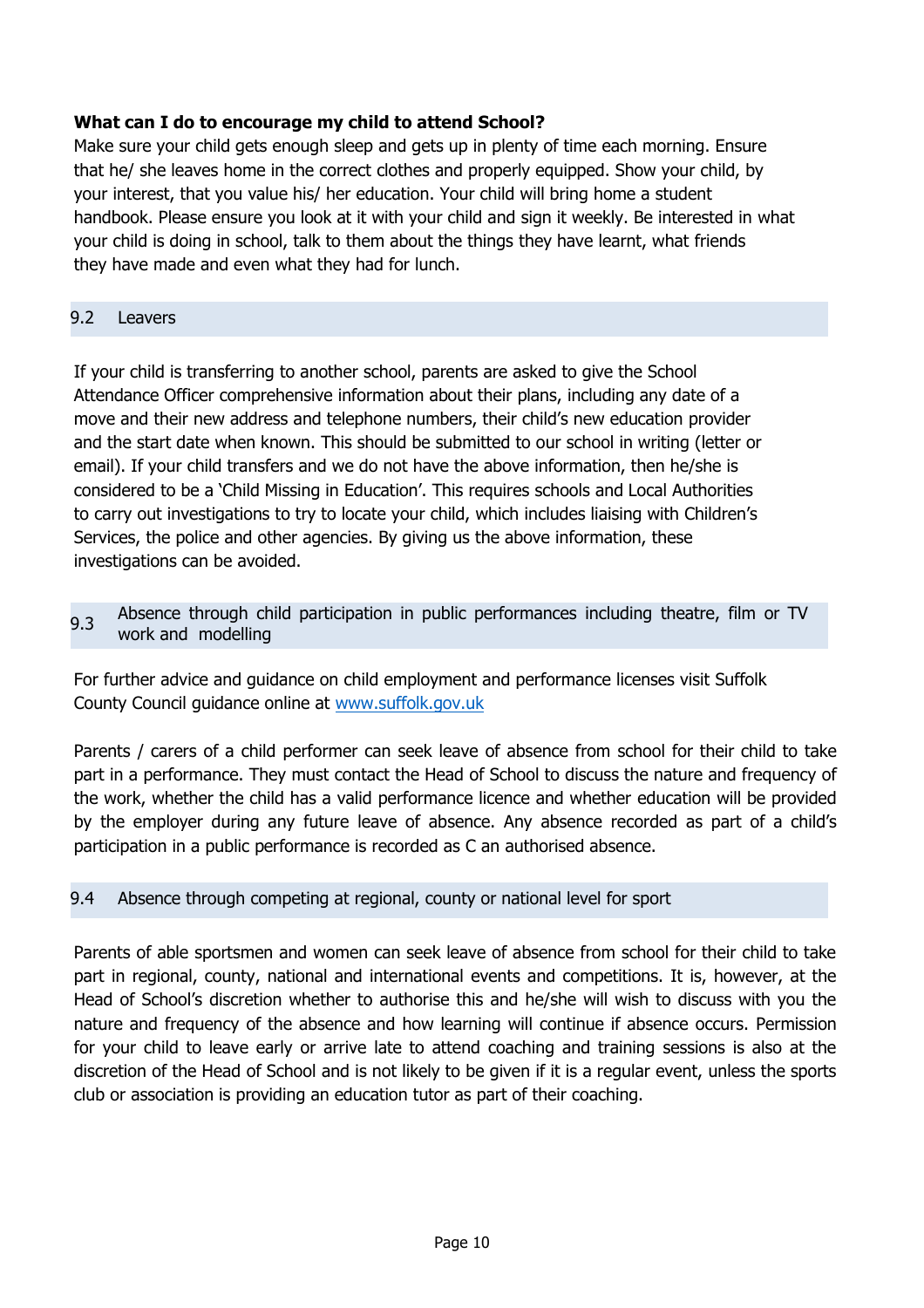**What can I do to encourage my child to attend School?**

Make sure your child gets enough sleep and gets up in plenty of time each morning. Ensure that he/ she leaves home in the correct clothes and properly equipped. Show your child, by your interest, that you value his/ her education. Your child will bring home a student handbook. Please ensure you look at it with your child and sign it weekly. Be interested in what your child is doing in school, talk to them about the things they have learnt, what friends they have made and even what they had for lunch.

## 9.2 Leavers

If your child is transferring to another school, parents are asked to give the School Attendance Officer comprehensive information about their plans, including any date of a move and their new address and telephone numbers, their child's new education provider and the start date when known. This should be submitted to our school in writing (letter or email). If your child transfers and we do not have the above information, then he/she is considered to be a 'Child Missing in Education'. This requires schools and Local Authorities to carry out investigations to try to locate your child, which includes liaising with Children's Services, the police and other agencies. By giving us the above information, these investigations can be avoided.

## 9.3 Absence through child participation in public performances including theatre, film or TV work and modelling

For further advice and guidance on child employment and performance licenses visit Suffolk County Council guidance online at [www.suffolk.gov.uk](http://www.suffolk.gov.uk)

Parents / carers of a child performer can seek leave of absence from school for their child to take part in a performance. They must contact the Head of School to discuss the nature and frequency of the work, whether the child has a valid performance licence and whether education will be provided by the employer during any future leave of absence. Any absence recorded as part of a child's participation in a public performance is recorded as C an authorised absence.

## 9.4 Absence through competing at regional, county or national level for sport

Parents of able sportsmen and women can seek leave of absence from school for their child to take part in regional, county, national and international events and competitions. It is, however, at the Head of School's discretion whether to authorise this and he/she will wish to discuss with you the nature and frequency of the absence and how learning will continue if absence occurs. Permission for your child to leave early or arrive late to attend coaching and training sessions is also at the discretion of the Head of School and is not likely to be given if it is a regular event, unless the sports club or association is providing an education tutor as part of their coaching.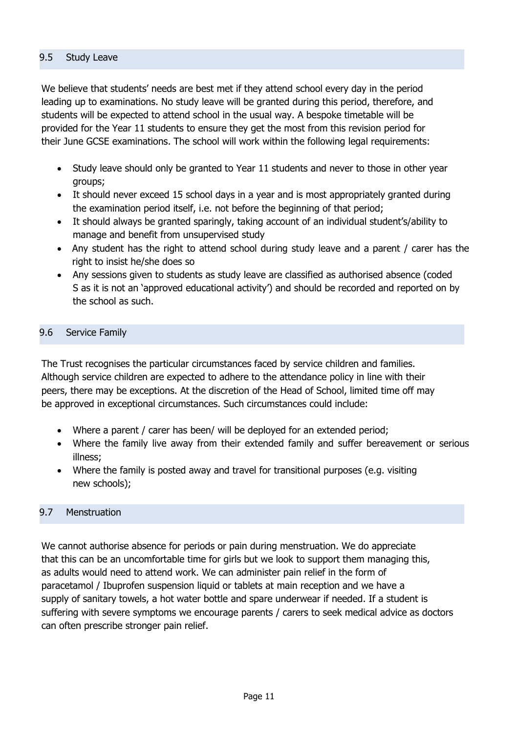### 9.5 Study Leave

We believe that students' needs are best met if they attend school every day in the period leading up to examinations. No study leave will be granted during this period, therefore, and students will be expected to attend school in the usual way. A bespoke timetable will be provided for the Year 11 students to ensure they get the most from this revision period for their June GCSE examinations. The school will work within the following legal requirements:

- Study leave should only be granted to Year 11 students and never to those in other year groups;
- It should never exceed 15 school days in a year and is most appropriately granted during the examination period itself, i.e. not before the beginning of that period;
- It should always be granted sparingly, taking account of an individual student's/ability to manage and benefit from unsupervised study
- Any student has the right to attend school during study leave and a parent / carer has the right to insist he/she does so
- Any sessions given to students as study leave are classified as authorised absence (coded S as it is not an 'approved educational activity') and should be recorded and reported on by the school as such.

### 9.6 Service Family

The Trust recognises the particular circumstances faced by service children and families. Although service children are expected to adhere to the attendance policy in line with their peers, there may be exceptions. At the discretion of the Head of School, limited time off may be approved in exceptional circumstances. Such circumstances could include:

- Where a parent / carer has been/ will be deployed for an extended period;
- Where the family live away from their extended family and suffer bereavement or serious illness;
- Where the family is posted away and travel for transitional purposes (e.g. visiting new schools);

### 9.7 Menstruation

We cannot authorise absence for periods or pain during menstruation. We do appreciate that this can be an uncomfortable time for girls but we look to support them managing this, as adults would need to attend work. We can administer pain relief in the form of paracetamol / Ibuprofen suspension liquid or tablets at main reception and we have a supply of sanitary towels, a hot water bottle and spare underwear if needed. If a student is suffering with severe symptoms we encourage parents / carers to seek medical advice as doctors can often prescribe stronger pain relief.